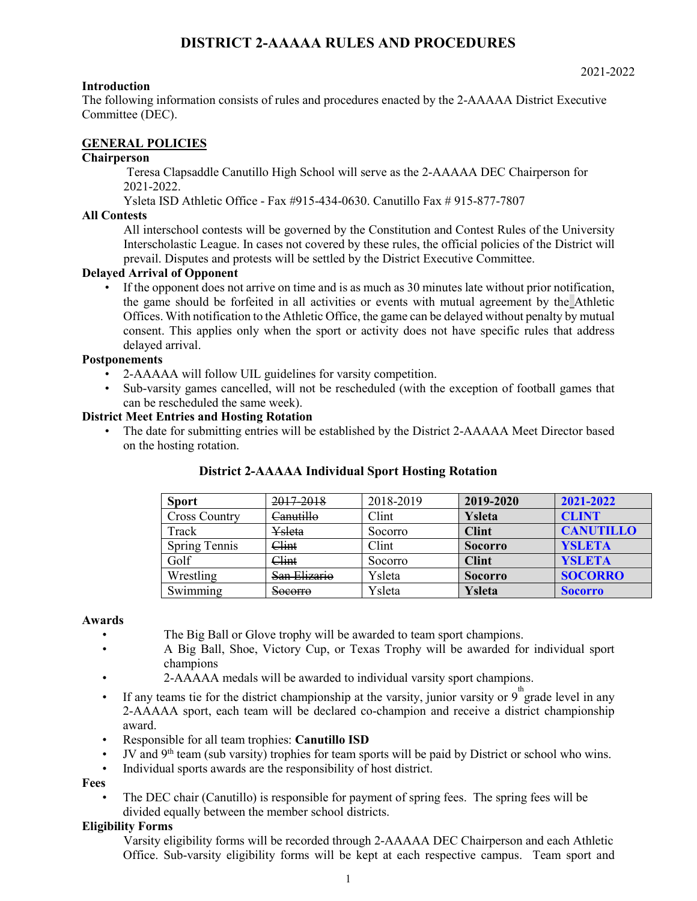# DISTRICT 2-AAAAA RULES AND PROCEDURES

2021-2022

**Introduction**

The following information consists of rules and procedures enacted by the 2-AAAAA District Executive Committee (DEC).

## GENERAL POLICIES

**Chairperson**

Teresa Clapsaddle Canutillo High School will serve as the 2-AAAAA DEC Chairperson for 2021-2022.

Ysleta ISD Athletic Office - Fax #915-434-0630. Canutillo Fax # 915-877-7807

**All Contests**

All interschool contests will be governed by the Constitution and Contest Rules of the University Interscholastic League. In cases not covered by these rules, the official policies of the District will prevail. Disputes and protests will be settled by the District Executive Committee.

**Delayed Arrival of Opponent**

- If the opponent does not arrive on time and is as much as 30 minutes late without prior notification, the game should be forfeited in all activities or events with mutual agreement by the Athletic Offices. With notification to the Athletic Office, the game can be delayed without penalty by mutual consent. This applies only when the sport or activity does not have specific rules that address delayed arrival.

**Postponements**

- 2-AAAAA will follow UIL guidelines for varsity competition.
- Sub-varsity games cancelled, will not be rescheduled (with the exception of football games that can be rescheduled the same week).

**District Meet Entries and Hosting Rotation**

- The date for submitting entries will be established by the District 2-AAAAA Meet Director based on the hosting rotation.

**District 2-AAAAA Individual Sport Hosting Rotation**

| Sport | ~~2017-2018~~ | 2018-2019 | **2019-2020** | **2021-2022** |
|---|---|---|---|---|
| Cross Country | ~~Canutillo~~ | Clint | **Ysleta** | **CLINT** |
| Track | ~~Ysleta~~ | Socorro | **Clint** | **CANUTILLO** |
| Spring Tennis | ~~Clint~~ | Clint | **Socorro** | **YSLETA** |
| Golf | ~~Clint~~ | Socorro | **Clint** | **YSLETA** |
| Wrestling | ~~San Elizario~~ | Ysleta | **Socorro** | **SOCORRO** |
| Swimming | ~~Socorro~~ | Ysleta | **Ysleta** | **Socorro** |

**Awards**

- The Big Ball or Glove trophy will be awarded to team sport champions.
- A Big Ball, Shoe, Victory Cup, or Texas Trophy will be awarded for individual sport champions
- 2-AAAAA medals will be awarded to individual varsity sport champions.
- If any teams tie for the district championship at the varsity, junior varsity or 9th grade level in any 2-AAAAA sport, each team will be declared co-champion and receive a district championship award.
- Responsible for all team trophies: **Canutillo ISD**
- JV and 9th team (sub varsity) trophies for team sports will be paid by District or school who wins.
- Individual sports awards are the responsibility of host district.

**Fees**

- The DEC chair (Canutillo) is responsible for payment of spring fees. The spring fees will be divided equally between the member school districts.

**Eligibility Forms**

Varsity eligibility forms will be recorded through 2-AAAAA DEC Chairperson and each Athletic Office. Sub-varsity eligibility forms will be kept at each respective campus. Team sport and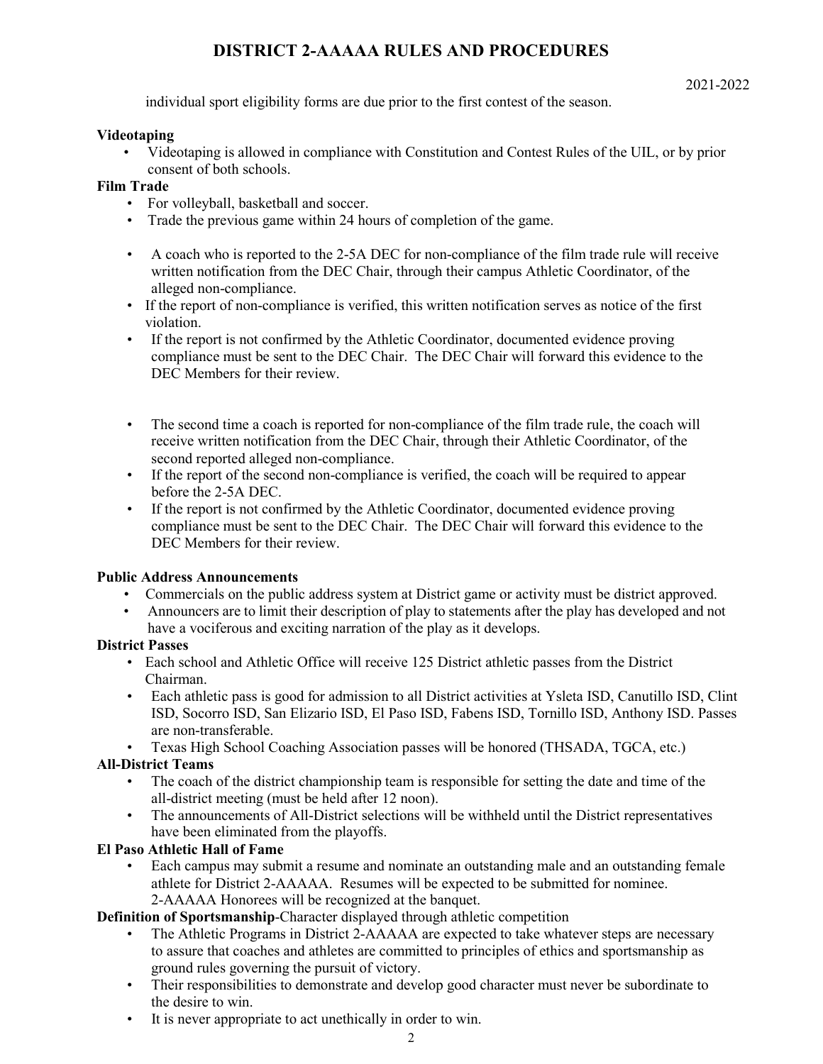individual sport eligibility forms are due prior to the first contest of the season.

**Videotaping**

- Videotaping is allowed in compliance with Constitution and Contest Rules of the UIL, or by prior consent of both schools.

**Film Trade**

- For volleyball, basketball and soccer.
- Trade the previous game within 24 hours of completion of the game.
- A coach who is reported to the 2-5A DEC for non-compliance of the film trade rule will receive written notification from the DEC Chair, through their campus Athletic Coordinator, of the alleged non-compliance.
- If the report of non-compliance is verified, this written notification serves as notice of the first violation.
- If the report is not confirmed by the Athletic Coordinator, documented evidence proving compliance must be sent to the DEC Chair. The DEC Chair will forward this evidence to the DEC Members for their review.
- The second time a coach is reported for non-compliance of the film trade rule, the coach will receive written notification from the DEC Chair, through their Athletic Coordinator, of the second reported alleged non-compliance.
- If the report of the second non-compliance is verified, the coach will be required to appear before the 2-5A DEC.
- If the report is not confirmed by the Athletic Coordinator, documented evidence proving compliance must be sent to the DEC Chair. The DEC Chair will forward this evidence to the DEC Members for their review.

**Public Address Announcements**

- Commercials on the public address system at District game or activity must be district approved.
- Announcers are to limit their description of play to statements after the play has developed and not have a vociferous and exciting narration of the play as it develops.

**District Passes**

- Each school and Athletic Office will receive 125 District athletic passes from the District Chairman.
- Each athletic pass is good for admission to all District activities at Ysleta ISD, Canutillo ISD, Clint ISD, Socorro ISD, San Elizario ISD, El Paso ISD, Fabens ISD, Tornillo ISD, Anthony ISD. Passes are non-transferable.
- Texas High School Coaching Association passes will be honored (THSADA, TGCA, etc.)

**All-District Teams**

- The coach of the district championship team is responsible for setting the date and time of the all-district meeting (must be held after 12 noon).
- The announcements of All-District selections will be withheld until the District representatives have been eliminated from the playoffs.

**El Paso Athletic Hall of Fame**

- Each campus may submit a resume and nominate an outstanding male and an outstanding female athlete for District 2-AAAAA. Resumes will be expected to be submitted for nominee. 2-AAAAA Honorees will be recognized at the banquet.

**Definition of Sportsmanship**-Character displayed through athletic competition

- The Athletic Programs in District 2-AAAAA are expected to take whatever steps are necessary to assure that coaches and athletes are committed to principles of ethics and sportsmanship as ground rules governing the pursuit of victory.
- Their responsibilities to demonstrate and develop good character must never be subordinate to the desire to win.
- It is never appropriate to act unethically in order to win.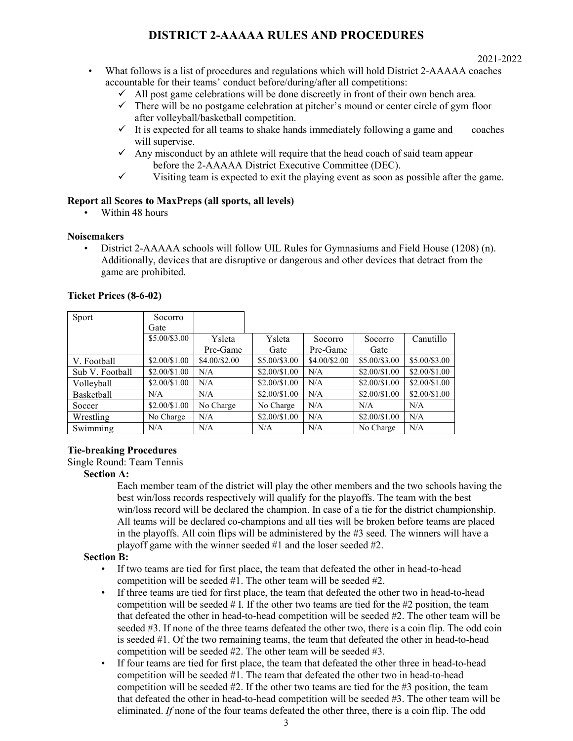# DISTRICT 2-AAAAA RULES AND PROCEDURES

2021-2022

- What follows is a list of procedures and regulations which will hold District 2-AAAAA coaches accountable for their teams' conduct before/during/after all competitions:
  - ✓ All post game celebrations will be done discreetly in front of their own bench area.
  - ✓ There will be no postgame celebration at pitcher's mound or center circle of gym floor after volleyball/basketball competition.
  - ✓ It is expected for all teams to shake hands immediately following a game and coaches will supervise.
  - ✓ Any misconduct by an athlete will require that the head coach of said team appear before the 2-AAAAA District Executive Committee (DEC).
  - ✓ Visiting team is expected to exit the playing event as soon as possible after the game.

**Report all Scores to MaxPreps (all sports, all levels)**

- Within 48 hours

**Noisemakers**

- District 2-AAAAA schools will follow UIL Rules for Gymnasiums and Field House (1208) (n). Additionally, devices that are disruptive or dangerous and other devices that detract from the game are prohibited.

**Ticket Prices (8-6-02)**

| Sport | Socorro Gate | | | | | |
|---|---|---|---|---|---|---|
| | \$5.00/\$3.00 | Ysleta Pre-Game | Ysleta Gate | Socorro Pre-Game | Socorro Gate | Canutillo |
| V. Football | \$2.00/\$1.00 | \$4.00/\$2.00 | \$5.00/\$3.00 | \$4.00/\$2.00 | \$5.00/\$3.00 | \$5.00/\$3.00 |
| Sub V. Football | \$2.00/\$1.00 | N/A | \$2.00/\$1.00 | N/A | \$2.00/\$1.00 | \$2.00/\$1.00 |
| Volleyball | \$2.00/\$1.00 | N/A | \$2.00/\$1.00 | N/A | \$2.00/\$1.00 | \$2.00/\$1.00 |
| Basketball | N/A | N/A | \$2.00/\$1.00 | N/A | \$2.00/\$1.00 | \$2.00/\$1.00 |
| Soccer | \$2.00/\$1.00 | No Charge | No Charge | N/A | N/A | N/A |
| Wrestling | No Charge | N/A | \$2.00/\$1.00 | N/A | \$2.00/\$1.00 | N/A |
| Swimming | N/A | N/A | N/A | N/A | No Charge | N/A |

**Tie-breaking Procedures**

Single Round: Team Tennis

**Section A:**

Each member team of the district will play the other members and the two schools having the best win/loss records respectively will qualify for the playoffs. The team with the best win/loss record will be declared the champion. In case of a tie for the district championship. All teams will be declared co-champions and all ties will be broken before teams are placed in the playoffs. All coin flips will be administered by the #3 seed. The winners will have a playoff game with the winner seeded #1 and the loser seeded #2.

**Section B:**

- If two teams are tied for first place, the team that defeated the other in head-to-head competition will be seeded #1. The other team will be seeded #2.
- If three teams are tied for first place, the team that defeated the other two in head-to-head competition will be seeded # I. If the other two teams are tied for the #2 position, the team that defeated the other in head-to-head competition will be seeded #2. The other team will be seeded #3. If none of the three teams defeated the other two, there is a coin flip. The odd coin is seeded #1. Of the two remaining teams, the team that defeated the other in head-to-head competition will be seeded #2. The other team will be seeded #3.
- If four teams are tied for first place, the team that defeated the other three in head-to-head competition will be seeded #1. The team that defeated the other two in head-to-head competition will be seeded #2. If the other two teams are tied for the #3 position, the team that defeated the other in head-to-head competition will be seeded #3. The other team will be eliminated. *If* none of the four teams defeated the other three, there is a coin flip. The odd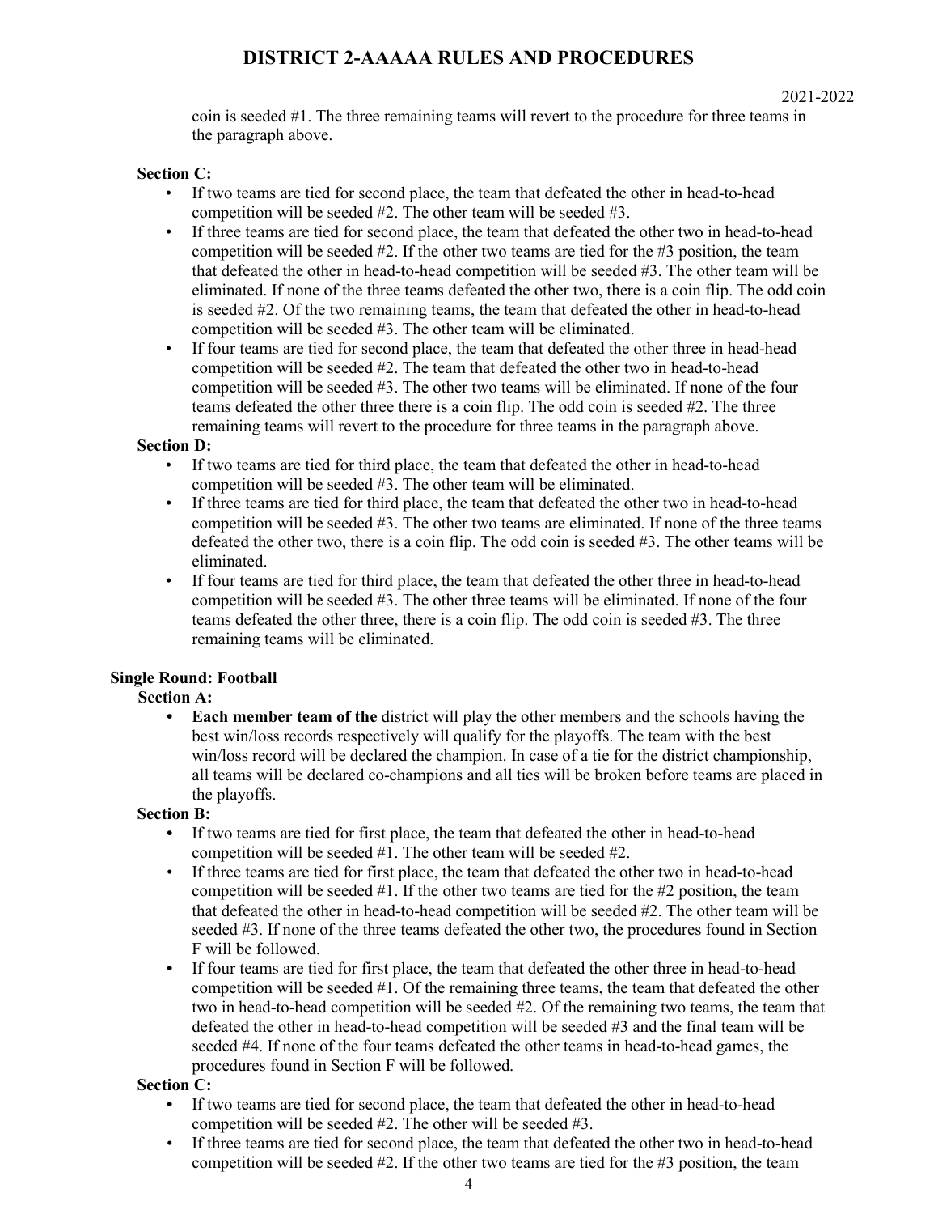coin is seeded #1. The three remaining teams will revert to the procedure for three teams in the paragraph above.

**Section C:**

- If two teams are tied for second place, the team that defeated the other in head-to-head competition will be seeded #2. The other team will be seeded #3.
- If three teams are tied for second place, the team that defeated the other two in head-to-head competition will be seeded #2. If the other two teams are tied for the #3 position, the team that defeated the other in head-to-head competition will be seeded #3. The other team will be eliminated. If none of the three teams defeated the other two, there is a coin flip. The odd coin is seeded #2. Of the two remaining teams, the team that defeated the other in head-to-head competition will be seeded #3. The other team will be eliminated.
- If four teams are tied for second place, the team that defeated the other three in head-head competition will be seeded #2. The team that defeated the other two in head-to-head competition will be seeded #3. The other two teams will be eliminated. If none of the four teams defeated the other three there is a coin flip. The odd coin is seeded #2. The three remaining teams will revert to the procedure for three teams in the paragraph above.

**Section D:**

- If two teams are tied for third place, the team that defeated the other in head-to-head competition will be seeded #3. The other team will be eliminated.
- If three teams are tied for third place, the team that defeated the other two in head-to-head competition will be seeded #3. The other two teams are eliminated. If none of the three teams defeated the other two, there is a coin flip. The odd coin is seeded #3. The other teams will be eliminated.
- If four teams are tied for third place, the team that defeated the other three in head-to-head competition will be seeded #3. The other three teams will be eliminated. If none of the four teams defeated the other three, there is a coin flip. The odd coin is seeded #3. The three remaining teams will be eliminated.

**Single Round: Football**

**Section A:**

- **Each member team of the** district will play the other members and the schools having the best win/loss records respectively will qualify for the playoffs. The team with the best win/loss record will be declared the champion. In case of a tie for the district championship, all teams will be declared co-champions and all ties will be broken before teams are placed in the playoffs.

**Section B:**

- If two teams are tied for first place, the team that defeated the other in head-to-head competition will be seeded #1. The other team will be seeded #2.
- If three teams are tied for first place, the team that defeated the other two in head-to-head competition will be seeded #1. If the other two teams are tied for the #2 position, the team that defeated the other in head-to-head competition will be seeded #2. The other team will be seeded #3. If none of the three teams defeated the other two, the procedures found in Section F will be followed.
- If four teams are tied for first place, the team that defeated the other three in head-to-head competition will be seeded #1. Of the remaining three teams, the team that defeated the other two in head-to-head competition will be seeded #2. Of the remaining two teams, the team that defeated the other in head-to-head competition will be seeded #3 and the final team will be seeded #4. If none of the four teams defeated the other teams in head-to-head games, the procedures found in Section F will be followed.

**Section C:**

- If two teams are tied for second place, the team that defeated the other in head-to-head competition will be seeded #2. The other will be seeded #3.
- If three teams are tied for second place, the team that defeated the other two in head-to-head competition will be seeded #2. If the other two teams are tied for the #3 position, the team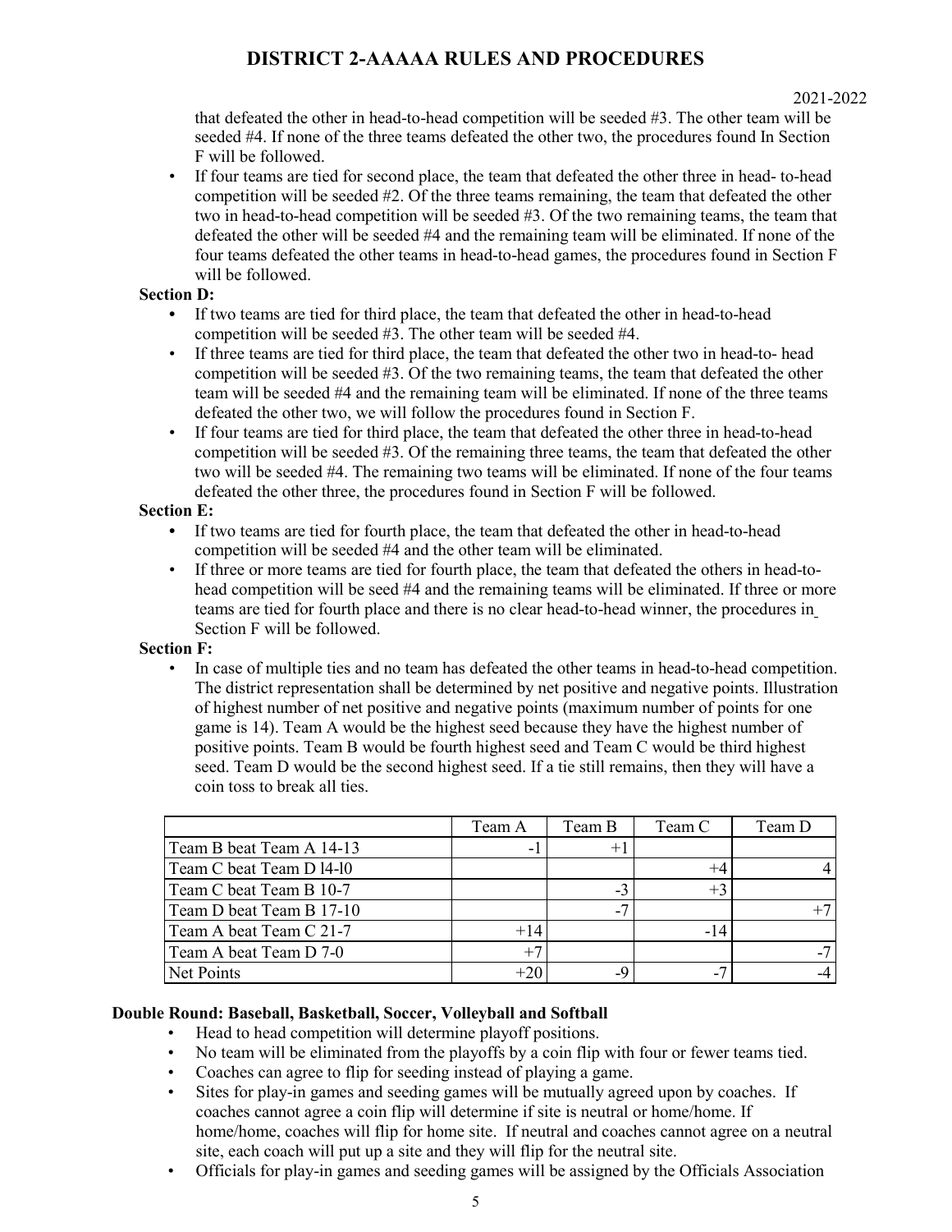that defeated the other in head-to-head competition will be seeded #3. The other team will be seeded #4. If none of the three teams defeated the other two, the procedures found In Section F will be followed.

- If four teams are tied for second place, the team that defeated the other three in head- to-head competition will be seeded #2. Of the three teams remaining, the team that defeated the other two in head-to-head competition will be seeded #3. Of the two remaining teams, the team that defeated the other will be seeded #4 and the remaining team will be eliminated. If none of the four teams defeated the other teams in head-to-head games, the procedures found in Section F will be followed.

**Section D:**

- If two teams are tied for third place, the team that defeated the other in head-to-head competition will be seeded #3. The other team will be seeded #4.
- If three teams are tied for third place, the team that defeated the other two in head-to- head competition will be seeded #3. Of the two remaining teams, the team that defeated the other team will be seeded #4 and the remaining team will be eliminated. If none of the three teams defeated the other two, we will follow the procedures found in Section F.
- If four teams are tied for third place, the team that defeated the other three in head-to-head competition will be seeded #3. Of the remaining three teams, the team that defeated the other two will be seeded #4. The remaining two teams will be eliminated. If none of the four teams defeated the other three, the procedures found in Section F will be followed.

**Section E:**

- If two teams are tied for fourth place, the team that defeated the other in head-to-head competition will be seeded #4 and the other team will be eliminated.
- If three or more teams are tied for fourth place, the team that defeated the others in head-to-head competition will be seed #4 and the remaining teams will be eliminated. If three or more teams are tied for fourth place and there is no clear head-to-head winner, the procedures in Section F will be followed.

**Section F:**

- In case of multiple ties and no team has defeated the other teams in head-to-head competition. The district representation shall be determined by net positive and negative points. Illustration of highest number of net positive and negative points (maximum number of points for one game is 14). Team A would be the highest seed because they have the highest number of positive points. Team B would be fourth highest seed and Team C would be third highest seed. Team D would be the second highest seed. If a tie still remains, then they will have a coin toss to break all ties.

| | Team A | Team B | Team C | Team D |
|---|---|---|---|---|
| Team B beat Team A 14-13 | -1 | +1 | | |
| Team C beat Team D l4-l0 | | | +4 | 4 |
| Team C beat Team B 10-7 | | -3 | +3 | |
| Team D beat Team B 17-10 | | -7 | | +7 |
| Team A beat Team C 21-7 | +14 | | -14 | |
| Team A beat Team D 7-0 | +7 | | | -7 |
| Net Points | +20 | -9 | -7 | -4 |

**Double Round: Baseball, Basketball, Soccer, Volleyball and Softball**

- Head to head competition will determine playoff positions.
- No team will be eliminated from the playoffs by a coin flip with four or fewer teams tied.
- Coaches can agree to flip for seeding instead of playing a game.
- Sites for play-in games and seeding games will be mutually agreed upon by coaches. If coaches cannot agree a coin flip will determine if site is neutral or home/home. If home/home, coaches will flip for home site. If neutral and coaches cannot agree on a neutral site, each coach will put up a site and they will flip for the neutral site.
- Officials for play-in games and seeding games will be assigned by the Officials Association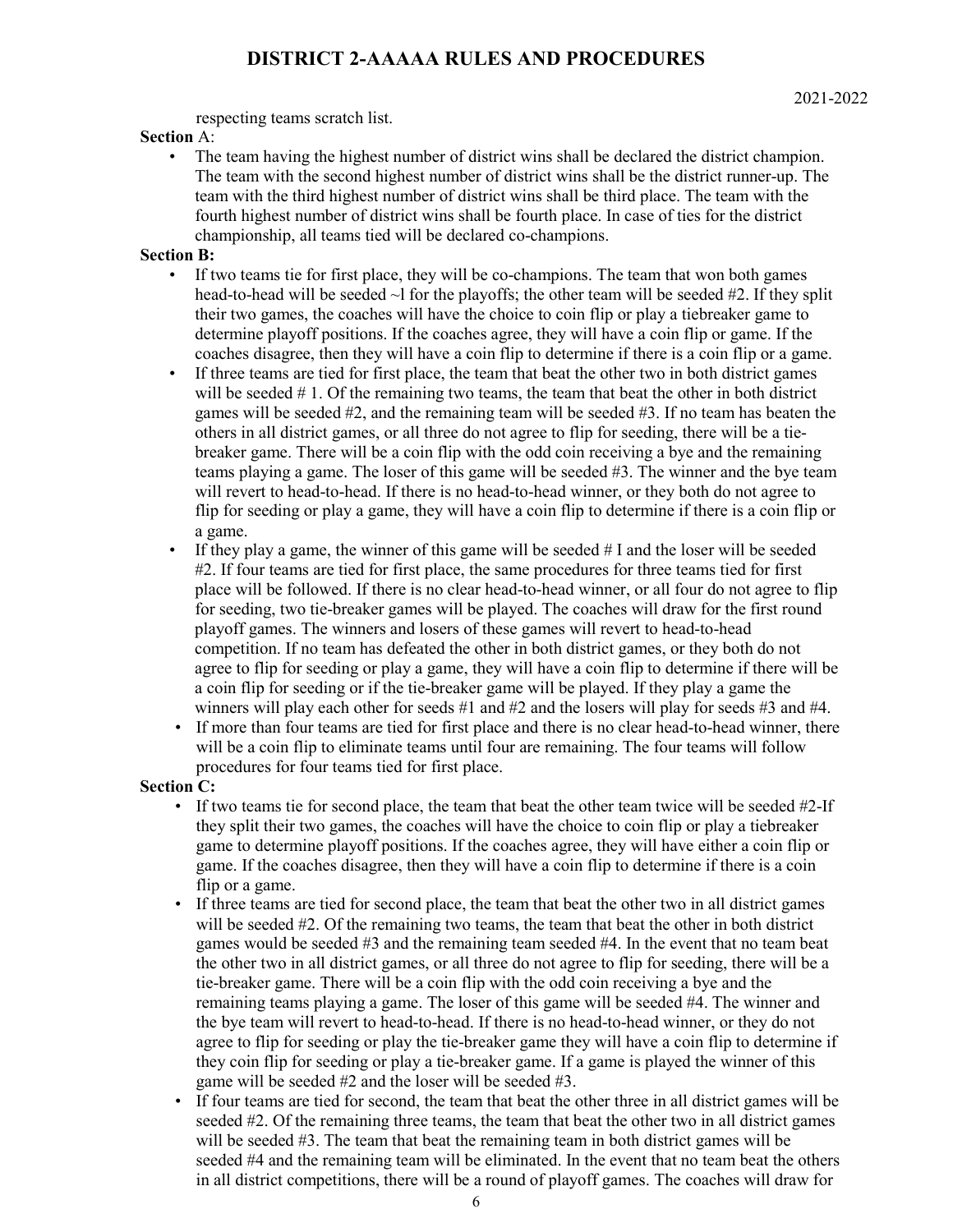respecting teams scratch list.

**Section** A:

- The team having the highest number of district wins shall be declared the district champion. The team with the second highest number of district wins shall be the district runner-up. The team with the third highest number of district wins shall be third place. The team with the fourth highest number of district wins shall be fourth place. In case of ties for the district championship, all teams tied will be declared co-champions.

**Section B:**

- If two teams tie for first place, they will be co-champions. The team that won both games head-to-head will be seeded ~l for the playoffs; the other team will be seeded #2. If they split their two games, the coaches will have the choice to coin flip or play a tiebreaker game to determine playoff positions. If the coaches agree, they will have a coin flip or game. If the coaches disagree, then they will have a coin flip to determine if there is a coin flip or a game.
- If three teams are tied for first place, the team that beat the other two in both district games will be seeded # 1. Of the remaining two teams, the team that beat the other in both district games will be seeded #2, and the remaining team will be seeded #3. If no team has beaten the others in all district games, or all three do not agree to flip for seeding, there will be a tie-breaker game. There will be a coin flip with the odd coin receiving a bye and the remaining teams playing a game. The loser of this game will be seeded #3. The winner and the bye team will revert to head-to-head. If there is no head-to-head winner, or they both do not agree to flip for seeding or play a game, they will have a coin flip to determine if there is a coin flip or a game.
- If they play a game, the winner of this game will be seeded # I and the loser will be seeded #2. If four teams are tied for first place, the same procedures for three teams tied for first place will be followed. If there is no clear head-to-head winner, or all four do not agree to flip for seeding, two tie-breaker games will be played. The coaches will draw for the first round playoff games. The winners and losers of these games will revert to head-to-head competition. If no team has defeated the other in both district games, or they both do not agree to flip for seeding or play a game, they will have a coin flip to determine if there will be a coin flip for seeding or if the tie-breaker game will be played. If they play a game the winners will play each other for seeds #1 and #2 and the losers will play for seeds #3 and #4.
- If more than four teams are tied for first place and there is no clear head-to-head winner, there will be a coin flip to eliminate teams until four are remaining. The four teams will follow procedures for four teams tied for first place.

**Section C:**

- If two teams tie for second place, the team that beat the other team twice will be seeded #2-If they split their two games, the coaches will have the choice to coin flip or play a tiebreaker game to determine playoff positions. If the coaches agree, they will have either a coin flip or game. If the coaches disagree, then they will have a coin flip to determine if there is a coin flip or a game.
- If three teams are tied for second place, the team that beat the other two in all district games will be seeded #2. Of the remaining two teams, the team that beat the other in both district games would be seeded #3 and the remaining team seeded #4. In the event that no team beat the other two in all district games, or all three do not agree to flip for seeding, there will be a tie-breaker game. There will be a coin flip with the odd coin receiving a bye and the remaining teams playing a game. The loser of this game will be seeded #4. The winner and the bye team will revert to head-to-head. If there is no head-to-head winner, or they do not agree to flip for seeding or play the tie-breaker game they will have a coin flip to determine if they coin flip for seeding or play a tie-breaker game. If a game is played the winner of this game will be seeded #2 and the loser will be seeded #3.
- If four teams are tied for second, the team that beat the other three in all district games will be seeded #2. Of the remaining three teams, the team that beat the other two in all district games will be seeded #3. The team that beat the remaining team in both district games will be seeded #4 and the remaining team will be eliminated. In the event that no team beat the others in all district competitions, there will be a round of playoff games. The coaches will draw for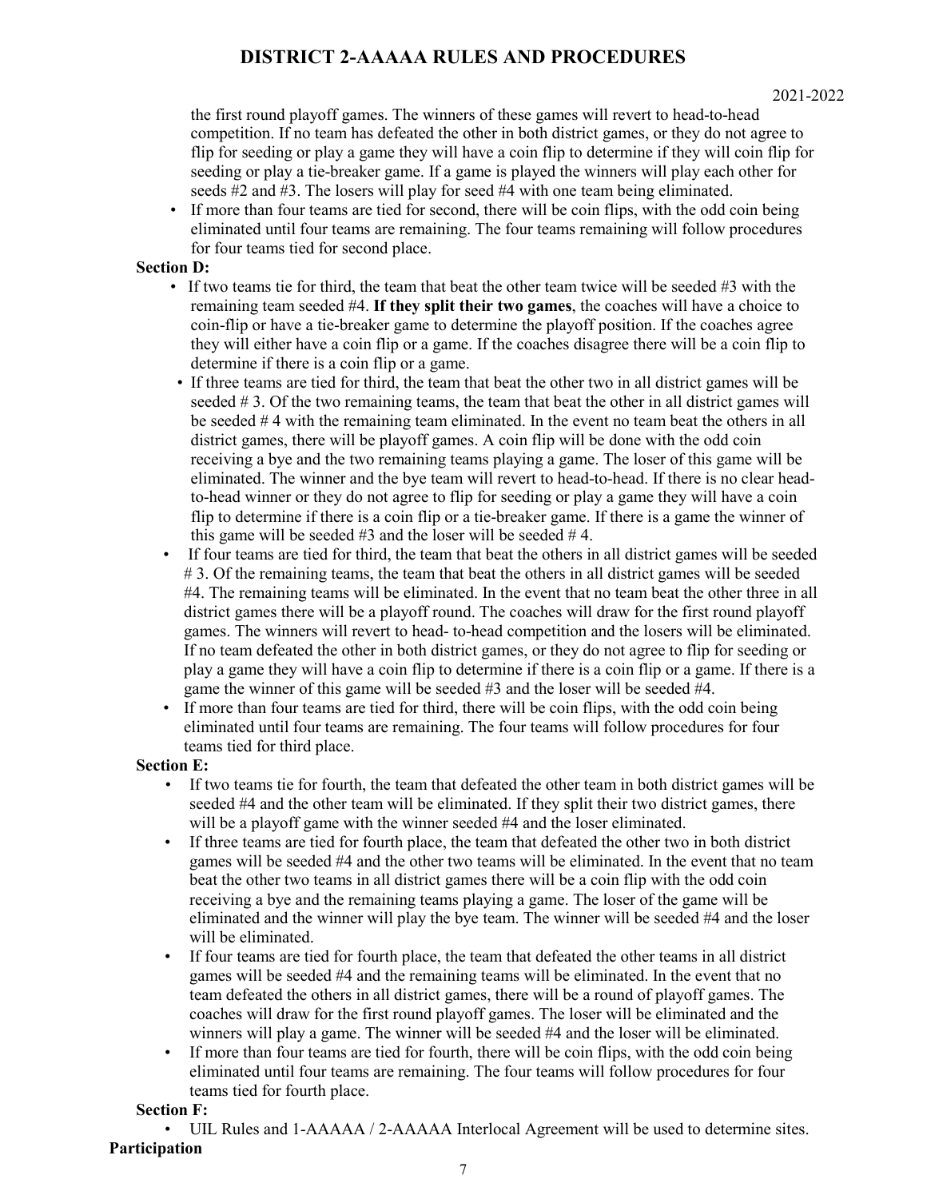the first round playoff games. The winners of these games will revert to head-to-head competition. If no team has defeated the other in both district games, or they do not agree to flip for seeding or play a game they will have a coin flip to determine if they will coin flip for seeding or play a tie-breaker game. If a game is played the winners will play each other for seeds #2 and #3. The losers will play for seed #4 with one team being eliminated.

- If more than four teams are tied for second, there will be coin flips, with the odd coin being eliminated until four teams are remaining. The four teams remaining will follow procedures for four teams tied for second place.

**Section D:**

- If two teams tie for third, the team that beat the other team twice will be seeded #3 with the remaining team seeded #4. **If they split their two games**, the coaches will have a choice to coin-flip or have a tie-breaker game to determine the playoff position. If the coaches agree they will either have a coin flip or a game. If the coaches disagree there will be a coin flip to determine if there is a coin flip or a game.
- If three teams are tied for third, the team that beat the other two in all district games will be seeded # 3. Of the two remaining teams, the team that beat the other in all district games will be seeded # 4 with the remaining team eliminated. In the event no team beat the others in all district games, there will be playoff games. A coin flip will be done with the odd coin receiving a bye and the two remaining teams playing a game. The loser of this game will be eliminated. The winner and the bye team will revert to head-to-head. If there is no clear head-to-head winner or they do not agree to flip for seeding or play a game they will have a coin flip to determine if there is a coin flip or a tie-breaker game. If there is a game the winner of this game will be seeded #3 and the loser will be seeded # 4.
- If four teams are tied for third, the team that beat the others in all district games will be seeded # 3. Of the remaining teams, the team that beat the others in all district games will be seeded #4. The remaining teams will be eliminated. In the event that no team beat the other three in all district games there will be a playoff round. The coaches will draw for the first round playoff games. The winners will revert to head- to-head competition and the losers will be eliminated. If no team defeated the other in both district games, or they do not agree to flip for seeding or play a game they will have a coin flip to determine if there is a coin flip or a game. If there is a game the winner of this game will be seeded #3 and the loser will be seeded #4.
- If more than four teams are tied for third, there will be coin flips, with the odd coin being eliminated until four teams are remaining. The four teams will follow procedures for four teams tied for third place.

**Section E:**

- If two teams tie for fourth, the team that defeated the other team in both district games will be seeded #4 and the other team will be eliminated. If they split their two district games, there will be a playoff game with the winner seeded #4 and the loser eliminated.
- If three teams are tied for fourth place, the team that defeated the other two in both district games will be seeded #4 and the other two teams will be eliminated. In the event that no team beat the other two teams in all district games there will be a coin flip with the odd coin receiving a bye and the remaining teams playing a game. The loser of the game will be eliminated and the winner will play the bye team. The winner will be seeded #4 and the loser will be eliminated.
- If four teams are tied for fourth place, the team that defeated the other teams in all district games will be seeded #4 and the remaining teams will be eliminated. In the event that no team defeated the others in all district games, there will be a round of playoff games. The coaches will draw for the first round playoff games. The loser will be eliminated and the winners will play a game. The winner will be seeded #4 and the loser will be eliminated.
- If more than four teams are tied for fourth, there will be coin flips, with the odd coin being eliminated until four teams are remaining. The four teams will follow procedures for four teams tied for fourth place.

**Section F:**

- UIL Rules and 1-AAAAA / 2-AAAAA Interlocal Agreement will be used to determine sites.

**Participation**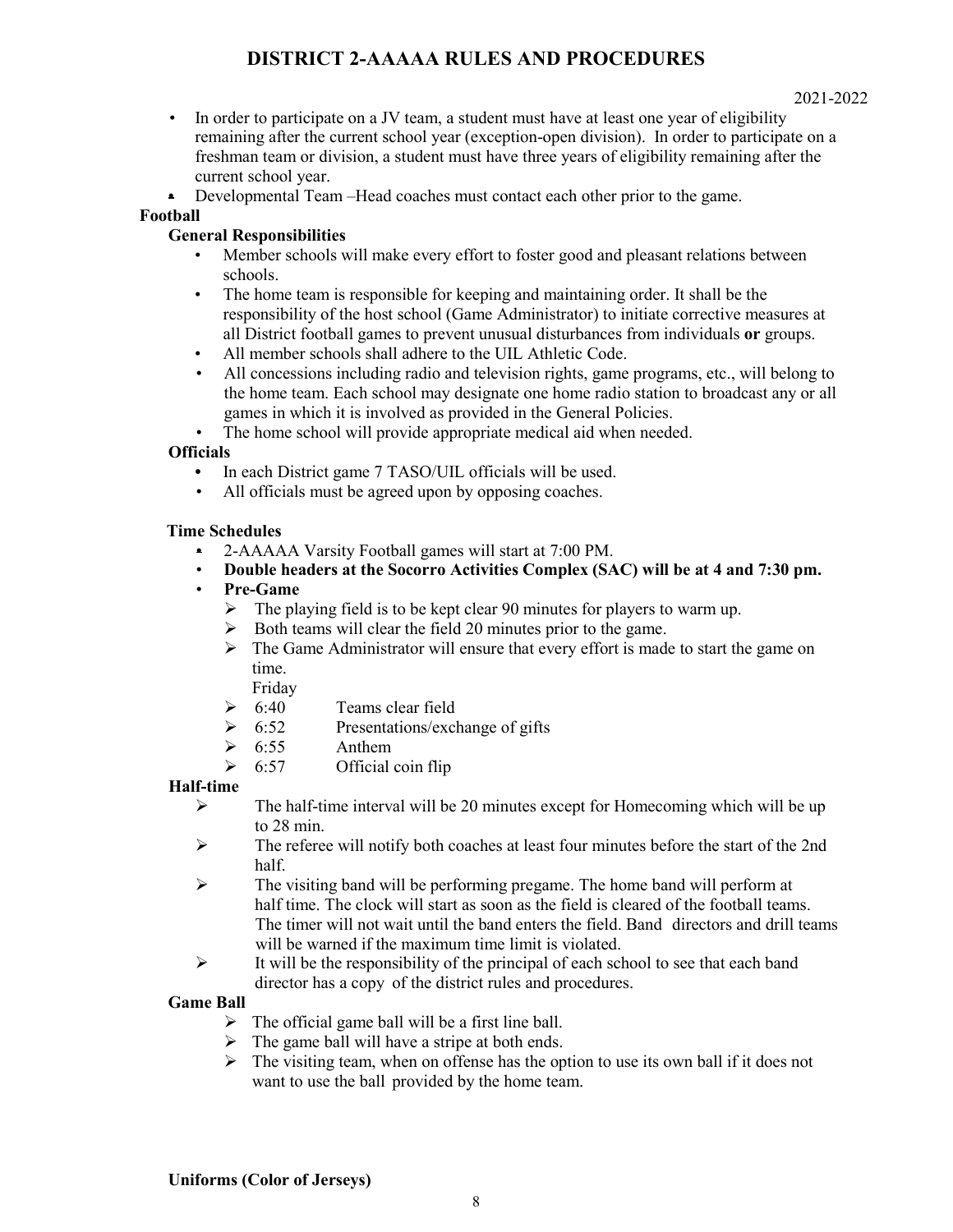- In order to participate on a JV team, a student must have at least one year of eligibility remaining after the current school year (exception-open division). In order to participate on a freshman team or division, a student must have three years of eligibility remaining after the current school year.
- Developmental Team –Head coaches must contact each other prior to the game.

## Football

### General Responsibilities

- Member schools will make every effort to foster good and pleasant relations between schools.
- The home team is responsible for keeping and maintaining order. It shall be the responsibility of the host school (Game Administrator) to initiate corrective measures at all District football games to prevent unusual disturbances from individuals **or** groups.
- All member schools shall adhere to the UIL Athletic Code.
- All concessions including radio and television rights, game programs, etc., will belong to the home team. Each school may designate one home radio station to broadcast any or all games in which it is involved as provided in the General Policies.
- The home school will provide appropriate medical aid when needed.

### Officials

- In each District game 7 TASO/UIL officials will be used.
- All officials must be agreed upon by opposing coaches.

### Time Schedules

- 2-AAAAA Varsity Football games will start at 7:00 PM.
- **Double headers at the Socorro Activities Complex (SAC) will be at 4 and 7:30 pm.**
- **Pre-Game**
  - The playing field is to be kept clear 90 minutes for players to warm up.
  - Both teams will clear the field 20 minutes prior to the game.
  - The Game Administrator will ensure that every effort is made to start the game on time.

    Friday
  - 6:40 Teams clear field
  - 6:52 Presentations/exchange of gifts
  - 6:55 Anthem
  - 6:57 Official coin flip

### Half-time

- The half-time interval will be 20 minutes except for Homecoming which will be up to 28 min.
- The referee will notify both coaches at least four minutes before the start of the 2nd half.
- The visiting band will be performing pregame. The home band will perform at half time. The clock will start as soon as the field is cleared of the football teams. The timer will not wait until the band enters the field. Band directors and drill teams will be warned if the maximum time limit is violated.
- It will be the responsibility of the principal of each school to see that each band director has a copy of the district rules and procedures.

### Game Ball

- The official game ball will be a first line ball.
- The game ball will have a stripe at both ends.
- The visiting team, when on offense has the option to use its own ball if it does not want to use the ball provided by the home team.

### Uniforms (Color of Jerseys)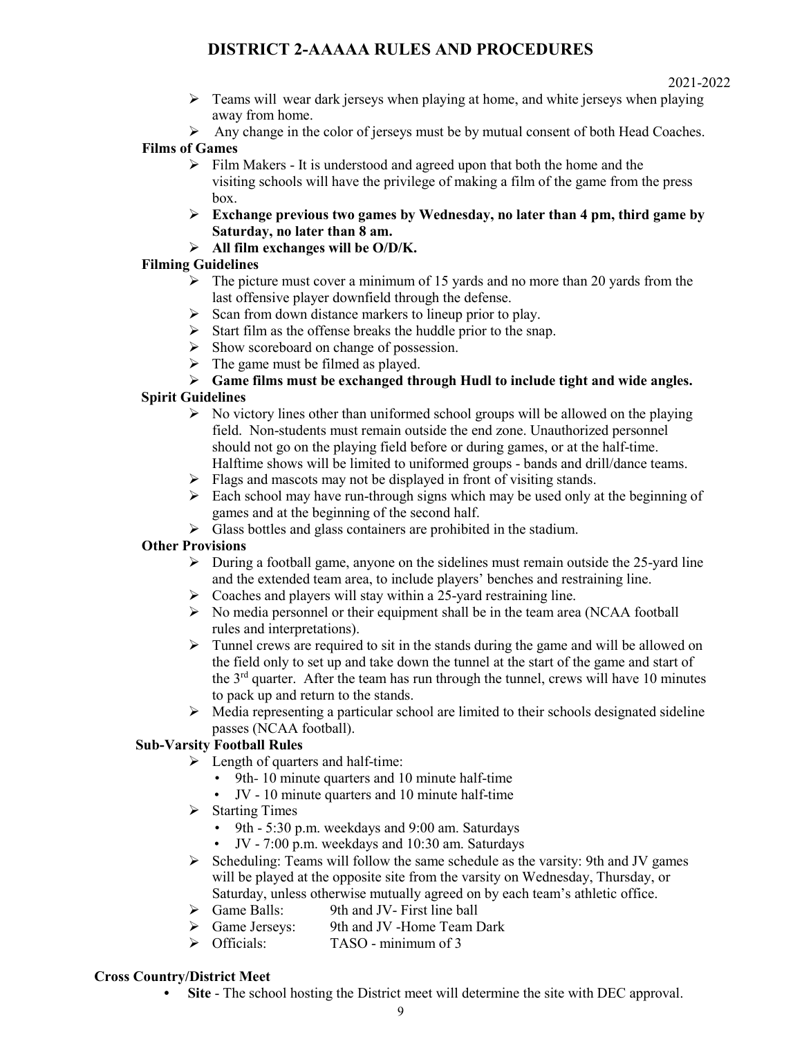- Teams will wear dark jerseys when playing at home, and white jerseys when playing away from home.
- Any change in the color of jerseys must be by mutual consent of both Head Coaches.

**Films of Games**

- Film Makers - It is understood and agreed upon that both the home and the visiting schools will have the privilege of making a film of the game from the press box.
- **Exchange previous two games by Wednesday, no later than 4 pm, third game by Saturday, no later than 8 am.**
- **All film exchanges will be O/D/K.**

**Filming Guidelines**

- The picture must cover a minimum of 15 yards and no more than 20 yards from the last offensive player downfield through the defense.
- Scan from down distance markers to lineup prior to play.
- Start film as the offense breaks the huddle prior to the snap.
- Show scoreboard on change of possession.
- The game must be filmed as played.
- **Game films must be exchanged through Hudl to include tight and wide angles.**

**Spirit Guidelines**

- No victory lines other than uniformed school groups will be allowed on the playing field. Non-students must remain outside the end zone. Unauthorized personnel should not go on the playing field before or during games, or at the half-time. Halftime shows will be limited to uniformed groups - bands and drill/dance teams.
- Flags and mascots may not be displayed in front of visiting stands.
- Each school may have run-through signs which may be used only at the beginning of games and at the beginning of the second half.
- Glass bottles and glass containers are prohibited in the stadium.

**Other Provisions**

- During a football game, anyone on the sidelines must remain outside the 25-yard line and the extended team area, to include players' benches and restraining line.
- Coaches and players will stay within a 25-yard restraining line.
- No media personnel or their equipment shall be in the team area (NCAA football rules and interpretations).
- Tunnel crews are required to sit in the stands during the game and will be allowed on the field only to set up and take down the tunnel at the start of the game and start of the 3rd quarter. After the team has run through the tunnel, crews will have 10 minutes to pack up and return to the stands.
- Media representing a particular school are limited to their schools designated sideline passes (NCAA football).

**Sub-Varsity Football Rules**

- Length of quarters and half-time:
  - 9th- 10 minute quarters and 10 minute half-time
  - JV - 10 minute quarters and 10 minute half-time
- Starting Times
  - 9th - 5:30 p.m. weekdays and 9:00 am. Saturdays
  - JV - 7:00 p.m. weekdays and 10:30 am. Saturdays
- Scheduling: Teams will follow the same schedule as the varsity: 9th and JV games will be played at the opposite site from the varsity on Wednesday, Thursday, or Saturday, unless otherwise mutually agreed on by each team's athletic office.
- Game Balls: 9th and JV- First line ball
- Game Jerseys: 9th and JV -Home Team Dark
- Officials: TASO - minimum of 3

**Cross Country/District Meet**

- **Site** - The school hosting the District meet will determine the site with DEC approval.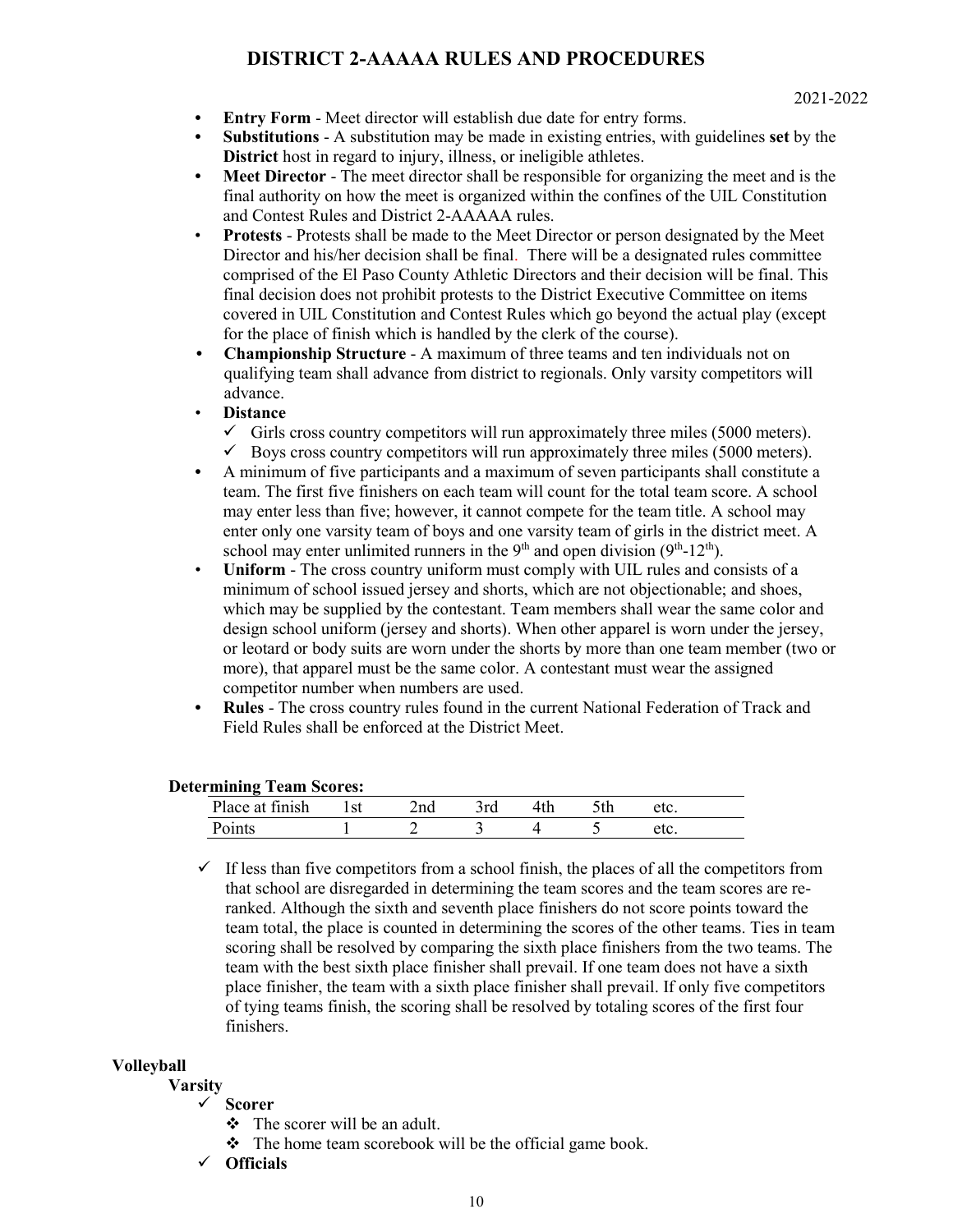# DISTRICT 2-AAAAA RULES AND PROCEDURES

2021-2022

- **Entry Form** - Meet director will establish due date for entry forms.
- **Substitutions** - A substitution may be made in existing entries, with guidelines **set** by the **District** host in regard to injury, illness, or ineligible athletes.
- **Meet Director** - The meet director shall be responsible for organizing the meet and is the final authority on how the meet is organized within the confines of the UIL Constitution and Contest Rules and District 2-AAAAA rules.
- **Protests** - Protests shall be made to the Meet Director or person designated by the Meet Director and his/her decision shall be final. There will be a designated rules committee comprised of the El Paso County Athletic Directors and their decision will be final. This final decision does not prohibit protests to the District Executive Committee on items covered in UIL Constitution and Contest Rules which go beyond the actual play (except for the place of finish which is handled by the clerk of the course).
- **Championship Structure** - A maximum of three teams and ten individuals not on qualifying team shall advance from district to regionals. Only varsity competitors will advance.
- **Distance**
  - ✓ Girls cross country competitors will run approximately three miles (5000 meters).
  - ✓ Boys cross country competitors will run approximately three miles (5000 meters).
- A minimum of five participants and a maximum of seven participants shall constitute a team. The first five finishers on each team will count for the total team score. A school may enter less than five; however, it cannot compete for the team title. A school may enter only one varsity team of boys and one varsity team of girls in the district meet. A school may enter unlimited runners in the 9th and open division (9th-12th).
- **Uniform** - The cross country uniform must comply with UIL rules and consists of a minimum of school issued jersey and shorts, which are not objectionable; and shoes, which may be supplied by the contestant. Team members shall wear the same color and design school uniform (jersey and shorts). When other apparel is worn under the jersey, or leotard or body suits are worn under the shorts by more than one team member (two or more), that apparel must be the same color. A contestant must wear the assigned competitor number when numbers are used.
- **Rules** - The cross country rules found in the current National Federation of Track and Field Rules shall be enforced at the District Meet.

**Determining Team Scores:**

| Place at finish | 1st | 2nd | 3rd | 4th | 5th | etc. |
|---|---|---|---|---|---|---|
| Points | 1 | 2 | 3 | 4 | 5 | etc. |

- ✓ If less than five competitors from a school finish, the places of all the competitors from that school are disregarded in determining the team scores and the team scores are re-ranked. Although the sixth and seventh place finishers do not score points toward the team total, the place is counted in determining the scores of the other teams. Ties in team scoring shall be resolved by comparing the sixth place finishers from the two teams. The team with the best sixth place finisher shall prevail. If one team does not have a sixth place finisher, the team with a sixth place finisher shall prevail. If only five competitors of tying teams finish, the scoring shall be resolved by totaling scores of the first four finishers.

## Volleyball

### Varsity

- ✓ **Scorer**
  - ❖ The scorer will be an adult.
  - ❖ The home team scorebook will be the official game book.
- ✓ **Officials**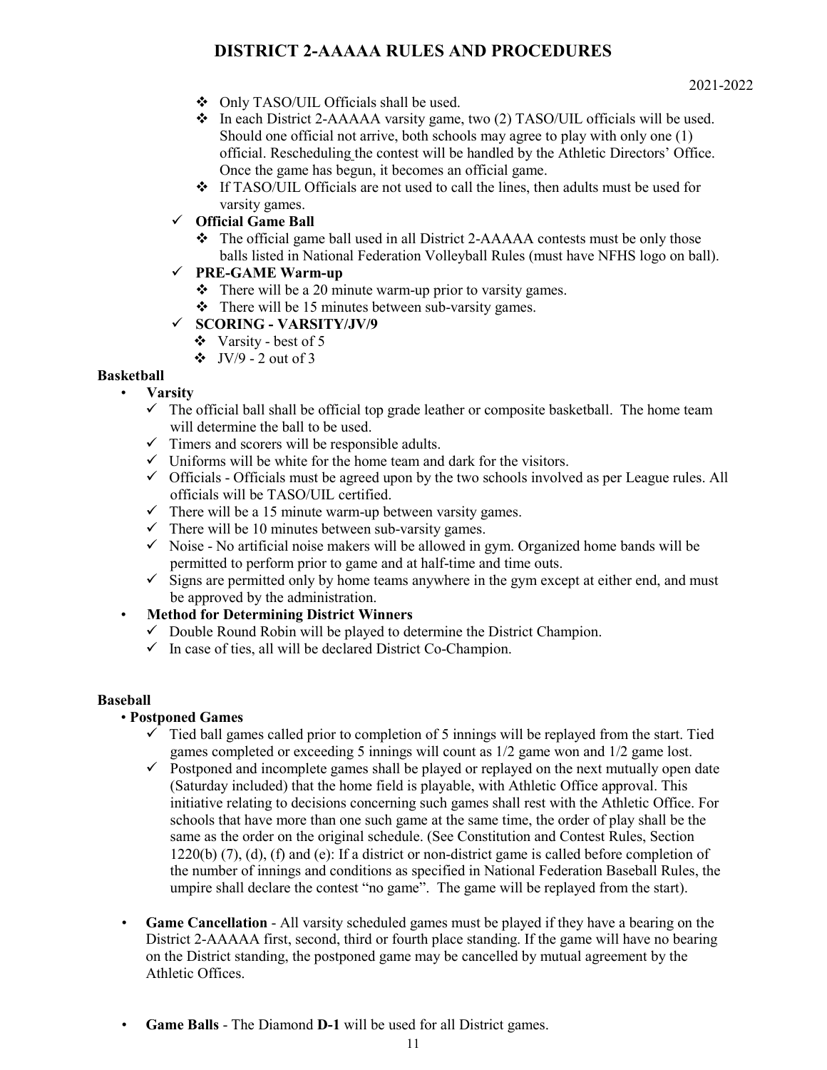# DISTRICT 2-AAAAA RULES AND PROCEDURES

2021-2022

- Only TASO/UIL Officials shall be used.
- In each District 2-AAAAA varsity game, two (2) TASO/UIL officials will be used. Should one official not arrive, both schools may agree to play with only one (1) official. Rescheduling the contest will be handled by the Athletic Directors' Office. Once the game has begun, it becomes an official game.
- If TASO/UIL Officials are not used to call the lines, then adults must be used for varsity games.

✓ **Official Game Ball**

- The official game ball used in all District 2-AAAAA contests must be only those balls listed in National Federation Volleyball Rules (must have NFHS logo on ball).

✓ **PRE-GAME Warm-up**

- There will be a 20 minute warm-up prior to varsity games.
- There will be 15 minutes between sub-varsity games.

✓ **SCORING - VARSITY/JV/9**

- Varsity - best of 5
- JV/9 - 2 out of 3

**Basketball**

- **Varsity**
  - ✓ The official ball shall be official top grade leather or composite basketball. The home team will determine the ball to be used.
  - ✓ Timers and scorers will be responsible adults.
  - ✓ Uniforms will be white for the home team and dark for the visitors.
  - ✓ Officials - Officials must be agreed upon by the two schools involved as per League rules. All officials will be TASO/UIL certified.
  - ✓ There will be a 15 minute warm-up between varsity games.
  - ✓ There will be 10 minutes between sub-varsity games.
  - ✓ Noise - No artificial noise makers will be allowed in gym. Organized home bands will be permitted to perform prior to game and at half-time and time outs.
  - ✓ Signs are permitted only by home teams anywhere in the gym except at either end, and must be approved by the administration.
- **Method for Determining District Winners**
  - ✓ Double Round Robin will be played to determine the District Champion.
  - ✓ In case of ties, all will be declared District Co-Champion.

**Baseball**

- **Postponed Games**
  - ✓ Tied ball games called prior to completion of 5 innings will be replayed from the start. Tied games completed or exceeding 5 innings will count as 1/2 game won and 1/2 game lost.
  - ✓ Postponed and incomplete games shall be played or replayed on the next mutually open date (Saturday included) that the home field is playable, with Athletic Office approval. This initiative relating to decisions concerning such games shall rest with the Athletic Office. For schools that have more than one such game at the same time, the order of play shall be the same as the order on the original schedule. (See Constitution and Contest Rules, Section 1220(b) (7), (d), (f) and (e): If a district or non-district game is called before completion of the number of innings and conditions as specified in National Federation Baseball Rules, the umpire shall declare the contest "no game". The game will be replayed from the start).

- **Game Cancellation** - All varsity scheduled games must be played if they have a bearing on the District 2-AAAAA first, second, third or fourth place standing. If the game will have no bearing on the District standing, the postponed game may be cancelled by mutual agreement by the Athletic Offices.

- **Game Balls** - The Diamond **D-1** will be used for all District games.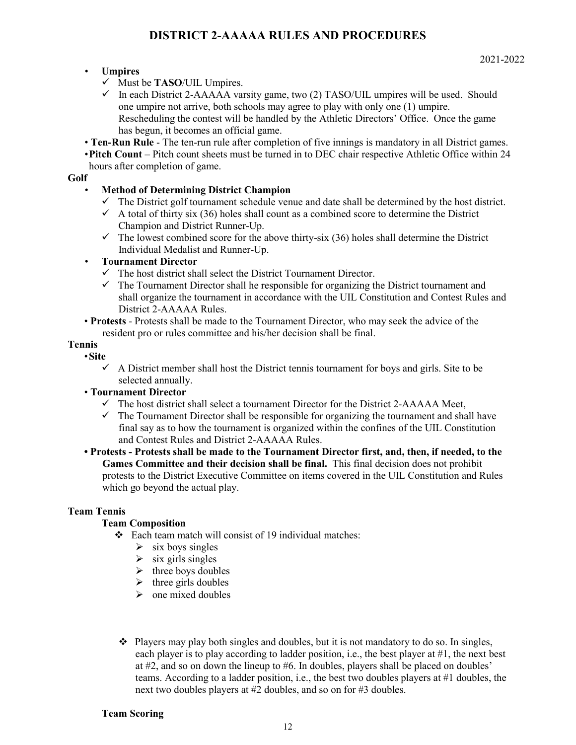- **Umpires**
  - ✓ Must be **TASO**/UIL Umpires.
  - ✓ In each District 2-AAAAA varsity game, two (2) TASO/UIL umpires will be used. Should one umpire not arrive, both schools may agree to play with only one (1) umpire. Rescheduling the contest will be handled by the Athletic Directors' Office. Once the game has begun, it becomes an official game.
- **Ten-Run Rule** - The ten-run rule after completion of five innings is mandatory in all District games.
- **Pitch Count** – Pitch count sheets must be turned in to DEC chair respective Athletic Office within 24 hours after completion of game.

**Golf**

- **Method of Determining District Champion**
  - ✓ The District golf tournament schedule venue and date shall be determined by the host district.
  - ✓ A total of thirty six (36) holes shall count as a combined score to determine the District Champion and District Runner-Up.
  - ✓ The lowest combined score for the above thirty-six (36) holes shall determine the District Individual Medalist and Runner-Up.
- **Tournament Director**
  - ✓ The host district shall select the District Tournament Director.
  - ✓ The Tournament Director shall he responsible for organizing the District tournament and shall organize the tournament in accordance with the UIL Constitution and Contest Rules and District 2-AAAAA Rules.
- **Protests** - Protests shall be made to the Tournament Director, who may seek the advice of the resident pro or rules committee and his/her decision shall be final.

**Tennis**

- **Site**
  - ✓ A District member shall host the District tennis tournament for boys and girls. Site to be selected annually.
- **Tournament Director**
  - ✓ The host district shall select a tournament Director for the District 2-AAAAA Meet,
  - ✓ The Tournament Director shall be responsible for organizing the tournament and shall have final say as to how the tournament is organized within the confines of the UIL Constitution and Contest Rules and District 2-AAAAA Rules.
- **Protests - Protests shall be made to the Tournament Director first, and, then, if needed, to the Games Committee and their decision shall be final.** This final decision does not prohibit protests to the District Executive Committee on items covered in the UIL Constitution and Rules which go beyond the actual play.

**Team Tennis**

**Team Composition**

- ❖ Each team match will consist of 19 individual matches:
  - ➢ six boys singles
  - ➢ six girls singles
  - ➢ three boys doubles
  - ➢ three girls doubles
  - ➢ one mixed doubles

- ❖ Players may play both singles and doubles, but it is not mandatory to do so. In singles, each player is to play according to ladder position, i.e., the best player at #1, the next best at #2, and so on down the lineup to #6. In doubles, players shall be placed on doubles' teams. According to a ladder position, i.e., the best two doubles players at #1 doubles, the next two doubles players at #2 doubles, and so on for #3 doubles.

**Team Scoring**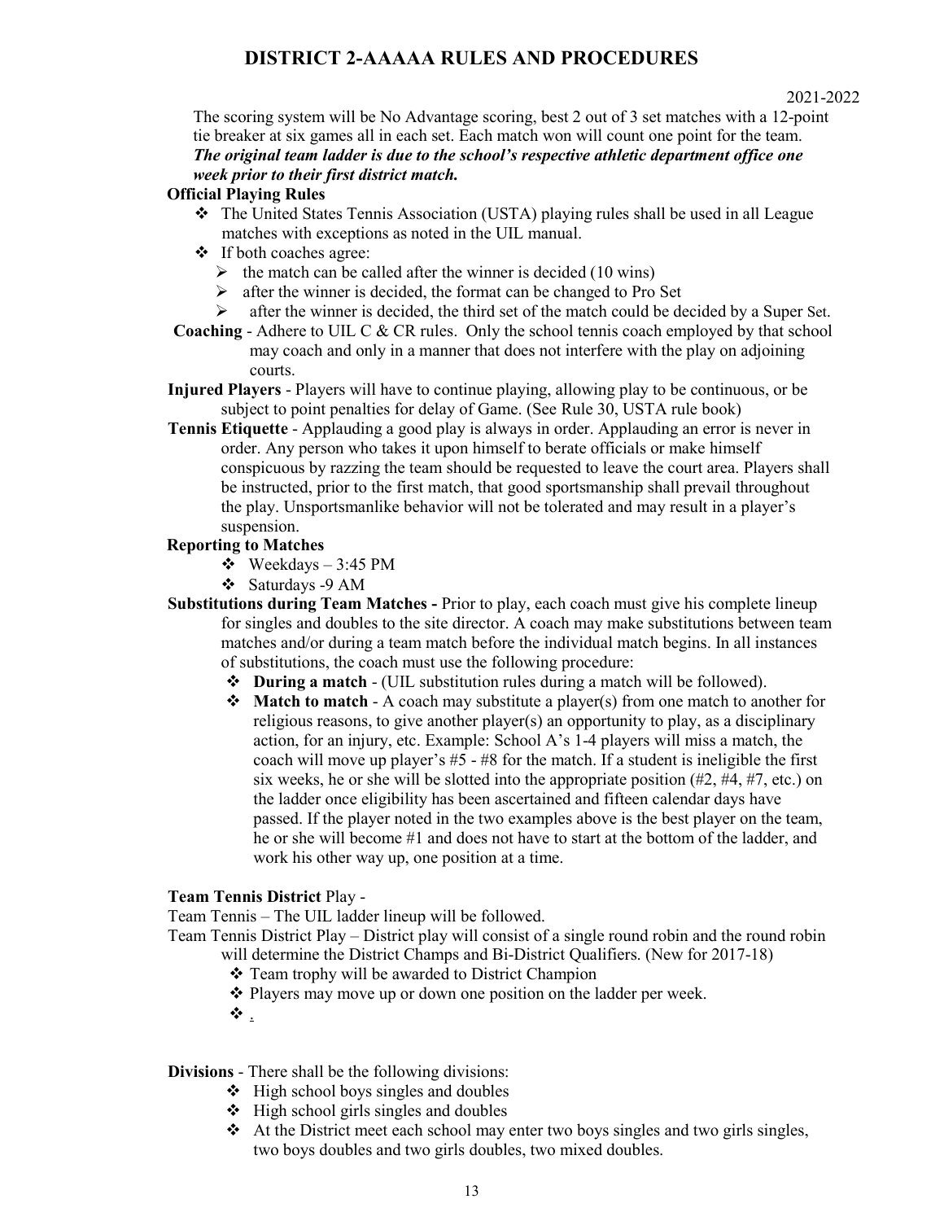## DISTRICT 2-AAAAA RULES AND PROCEDURES

2021-2022

The scoring system will be No Advantage scoring, best 2 out of 3 set matches with a 12-point tie breaker at six games all in each set. Each match won will count one point for the team. ***The original team ladder is due to the school's respective athletic department office one week prior to their first district match.***

**Official Playing Rules**

- The United States Tennis Association (USTA) playing rules shall be used in all League matches with exceptions as noted in the UIL manual.
- If both coaches agree:
  - the match can be called after the winner is decided (10 wins)
  - after the winner is decided, the format can be changed to Pro Set
  - after the winner is decided, the third set of the match could be decided by a Super Set.

**Coaching** - Adhere to UIL C & CR rules. Only the school tennis coach employed by that school may coach and only in a manner that does not interfere with the play on adjoining courts.

**Injured Players** - Players will have to continue playing, allowing play to be continuous, or be subject to point penalties for delay of Game. (See Rule 30, USTA rule book)

**Tennis Etiquette** - Applauding a good play is always in order. Applauding an error is never in order. Any person who takes it upon himself to berate officials or make himself conspicuous by razzing the team should be requested to leave the court area. Players shall be instructed, prior to the first match, that good sportsmanship shall prevail throughout the play. Unsportsmanlike behavior will not be tolerated and may result in a player's suspension.

**Reporting to Matches**

- Weekdays – 3:45 PM
- Saturdays -9 AM

**Substitutions during Team Matches -** Prior to play, each coach must give his complete lineup for singles and doubles to the site director. A coach may make substitutions between team matches and/or during a team match before the individual match begins. In all instances of substitutions, the coach must use the following procedure:

- **During a match** - (UIL substitution rules during a match will be followed).
- **Match to match** - A coach may substitute a player(s) from one match to another for religious reasons, to give another player(s) an opportunity to play, as a disciplinary action, for an injury, etc. Example: School A's 1-4 players will miss a match, the coach will move up player's #5 - #8 for the match. If a student is ineligible the first six weeks, he or she will be slotted into the appropriate position (#2, #4, #7, etc.) on the ladder once eligibility has been ascertained and fifteen calendar days have passed. If the player noted in the two examples above is the best player on the team, he or she will become #1 and does not have to start at the bottom of the ladder, and work his other way up, one position at a time.

**Team Tennis District** Play -

Team Tennis – The UIL ladder lineup will be followed.

Team Tennis District Play – District play will consist of a single round robin and the round robin will determine the District Champs and Bi-District Qualifiers. (New for 2017-18)

- Team trophy will be awarded to District Champion
- Players may move up or down one position on the ladder per week.
- .

**Divisions** - There shall be the following divisions:

- High school boys singles and doubles
- High school girls singles and doubles
- At the District meet each school may enter two boys singles and two girls singles, two boys doubles and two girls doubles, two mixed doubles.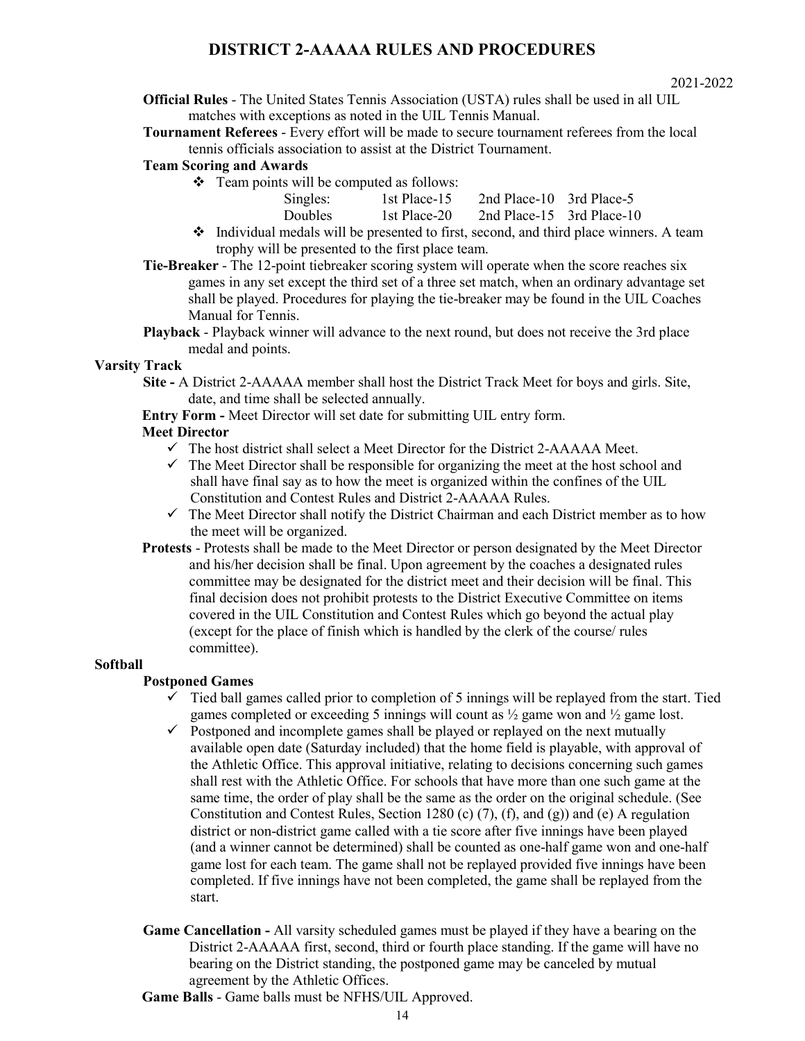# DISTRICT 2-AAAAA RULES AND PROCEDURES

2021-2022

**Official Rules** - The United States Tennis Association (USTA) rules shall be used in all UIL matches with exceptions as noted in the UIL Tennis Manual.

**Tournament Referees** - Every effort will be made to secure tournament referees from the local tennis officials association to assist at the District Tournament.

**Team Scoring and Awards**

- Team points will be computed as follows:

| | | | |
|---|---|---|---|
| Singles: | 1st Place-15 | 2nd Place-10 | 3rd Place-5 |
| Doubles | 1st Place-20 | 2nd Place-15 | 3rd Place-10 |

- Individual medals will be presented to first, second, and third place winners. A team trophy will be presented to the first place team.

**Tie-Breaker** - The 12-point tiebreaker scoring system will operate when the score reaches six games in any set except the third set of a three set match, when an ordinary advantage set shall be played. Procedures for playing the tie-breaker may be found in the UIL Coaches Manual for Tennis.

**Playback** - Playback winner will advance to the next round, but does not receive the 3rd place medal and points.

## Varsity Track

**Site -** A District 2-AAAAA member shall host the District Track Meet for boys and girls. Site, date, and time shall be selected annually.

**Entry Form -** Meet Director will set date for submitting UIL entry form.

**Meet Director**

- ✓ The host district shall select a Meet Director for the District 2-AAAAA Meet.
- ✓ The Meet Director shall be responsible for organizing the meet at the host school and shall have final say as to how the meet is organized within the confines of the UIL Constitution and Contest Rules and District 2-AAAAA Rules.
- ✓ The Meet Director shall notify the District Chairman and each District member as to how the meet will be organized.

**Protests** - Protests shall be made to the Meet Director or person designated by the Meet Director and his/her decision shall be final. Upon agreement by the coaches a designated rules committee may be designated for the district meet and their decision will be final. This final decision does not prohibit protests to the District Executive Committee on items covered in the UIL Constitution and Contest Rules which go beyond the actual play (except for the place of finish which is handled by the clerk of the course/ rules committee).

## Softball

**Postponed Games**

- ✓ Tied ball games called prior to completion of 5 innings will be replayed from the start. Tied games completed or exceeding 5 innings will count as ½ game won and ½ game lost.
- ✓ Postponed and incomplete games shall be played or replayed on the next mutually available open date (Saturday included) that the home field is playable, with approval of the Athletic Office. This approval initiative, relating to decisions concerning such games shall rest with the Athletic Office. For schools that have more than one such game at the same time, the order of play shall be the same as the order on the original schedule. (See Constitution and Contest Rules, Section 1280 (c) (7), (f), and (g)) and (e) A regulation district or non-district game called with a tie score after five innings have been played (and a winner cannot be determined) shall be counted as one-half game won and one-half game lost for each team. The game shall not be replayed provided five innings have been completed. If five innings have not been completed, the game shall be replayed from the start.

**Game Cancellation -** All varsity scheduled games must be played if they have a bearing on the District 2-AAAAA first, second, third or fourth place standing. If the game will have no bearing on the District standing, the postponed game may be canceled by mutual agreement by the Athletic Offices.

**Game Balls** - Game balls must be NFHS/UIL Approved.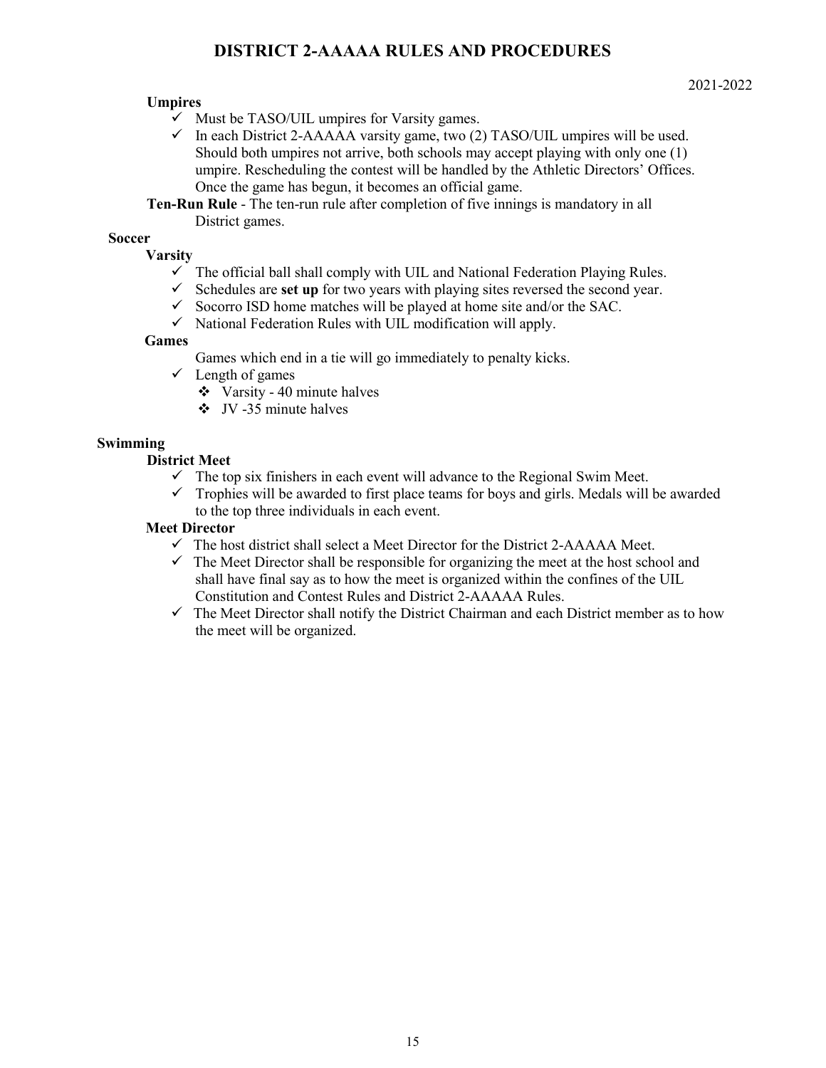# DISTRICT 2-AAAAA RULES AND PROCEDURES

2021-2022

**Umpires**

- ✓ Must be TASO/UIL umpires for Varsity games.
- ✓ In each District 2-AAAAA varsity game, two (2) TASO/UIL umpires will be used. Should both umpires not arrive, both schools may accept playing with only one (1) umpire. Rescheduling the contest will be handled by the Athletic Directors' Offices. Once the game has begun, it becomes an official game.

**Ten-Run Rule** - The ten-run rule after completion of five innings is mandatory in all District games.

**Soccer**

**Varsity**

- ✓ The official ball shall comply with UIL and National Federation Playing Rules.
- ✓ Schedules are **set up** for two years with playing sites reversed the second year.
- ✓ Socorro ISD home matches will be played at home site and/or the SAC.
- ✓ National Federation Rules with UIL modification will apply.

**Games**

Games which end in a tie will go immediately to penalty kicks.

- ✓ Length of games
  - ❖ Varsity - 40 minute halves
  - ❖ JV -35 minute halves

**Swimming**

**District Meet**

- ✓ The top six finishers in each event will advance to the Regional Swim Meet.
- ✓ Trophies will be awarded to first place teams for boys and girls. Medals will be awarded to the top three individuals in each event.

**Meet Director**

- ✓ The host district shall select a Meet Director for the District 2-AAAAA Meet.
- ✓ The Meet Director shall be responsible for organizing the meet at the host school and shall have final say as to how the meet is organized within the confines of the UIL Constitution and Contest Rules and District 2-AAAAA Rules.
- ✓ The Meet Director shall notify the District Chairman and each District member as to how the meet will be organized.